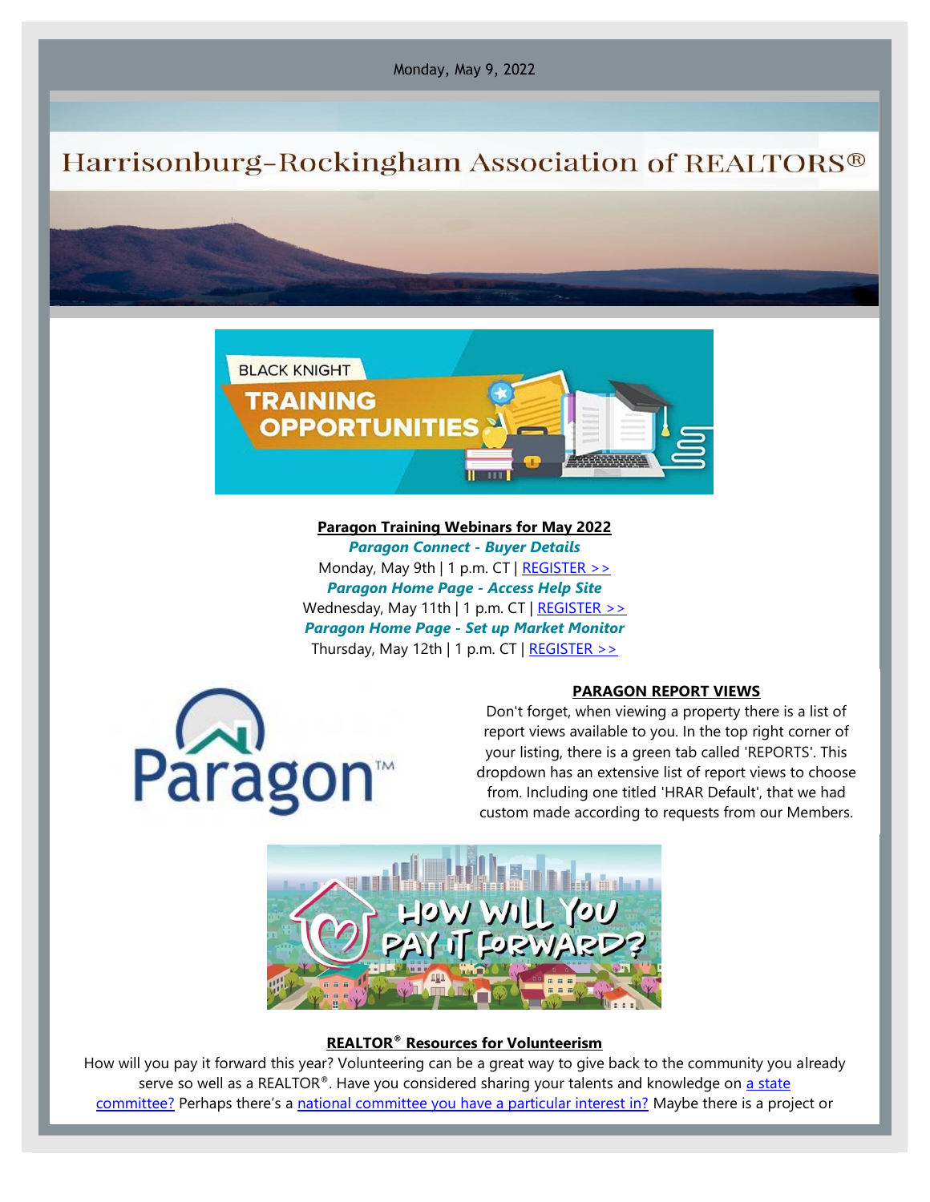Monday, May 9, 2022

# Harrisonburg-Rockingham Association of REALTORS®

BLACK KNIGHT TRAINING OPPORTUNITIES

**Paragon Training Webinars for May 2022**

***Paragon Connect - Buyer Details***
Monday, May 9th | 1 p.m. CT | [REGISTER >>]

***Paragon Home Page - Access Help Site***
Wednesday, May 11th | 1 p.m. CT | [REGISTER >>]

***Paragon Home Page - Set up Market Monitor***
Thursday, May 12th | 1 p.m. CT | [REGISTER >>]

**PARAGON REPORT VIEWS**

Don't forget, when viewing a property there is a list of report views available to you. In the top right corner of your listing, there is a green tab called 'REPORTS'. This dropdown has an extensive list of report views to choose from. Including one titled 'HRAR Default', that we had custom made according to requests from our Members.

HOW WILL YOU PAY IT FORWARD?

**REALTOR® Resources for Volunteerism**

How will you pay it forward this year? Volunteering can be a great way to give back to the community you already serve so well as a REALTOR®. Have you considered sharing your talents and knowledge on a state committee? Perhaps there's a national committee you have a particular interest in? Maybe there is a project or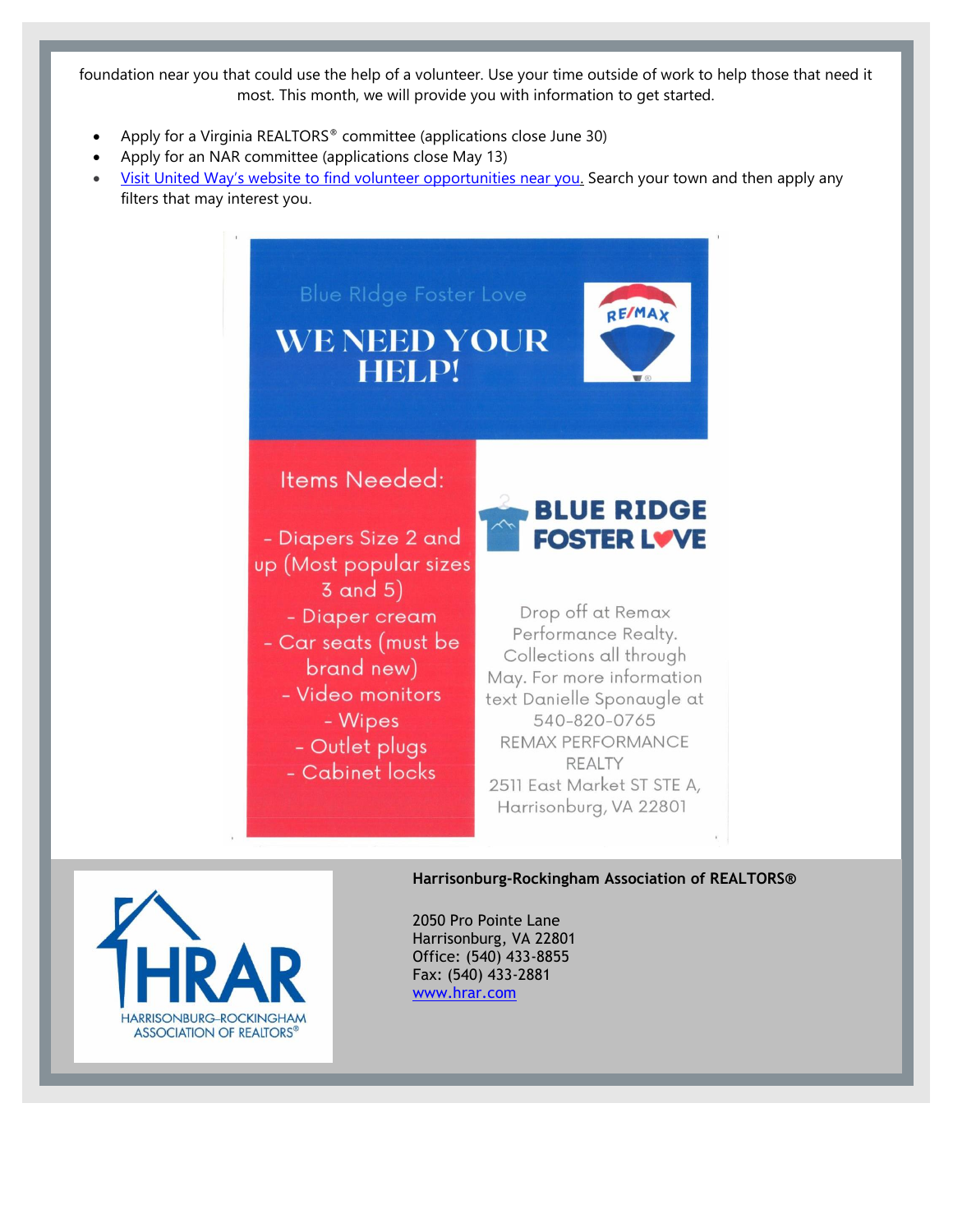foundation near you that could use the help of a volunteer. Use your time outside of work to help those that need it most. This month, we will provide you with information to get started.

- Apply for a Virginia REALTORS® committee (applications close June 30)
- Apply for an NAR committee (applications close May 13)
- Visit United Way's website to find volunteer opportunities near you. Search your town and then apply any filters that may interest you.

Blue RIdge Foster Love

# WE NEED YOUR HELP!

RE/MAX

Items Needed:

- Diapers Size 2 and up (Most popular sizes 3 and 5)
- Diaper cream
- Car seats (must be brand new)
- Video monitors
- Wipes
- Outlet plugs
- Cabinet locks

BLUE RIDGE FOSTER LOVE

Drop off at Remax Performance Realty. Collections all through May. For more information text Danielle Sponaugle at 540-820-0765

REMAX PERFORMANCE REALTY
2511 East Market ST STE A, Harrisonburg, VA 22801

HRAR
HARRISONBURG-ROCKINGHAM ASSOCIATION OF REALTORS®

**Harrisonburg-Rockingham Association of REALTORS®**

2050 Pro Pointe Lane
Harrisonburg, VA 22801
Office: (540) 433-8855
Fax: (540) 433-2881
www.hrar.com